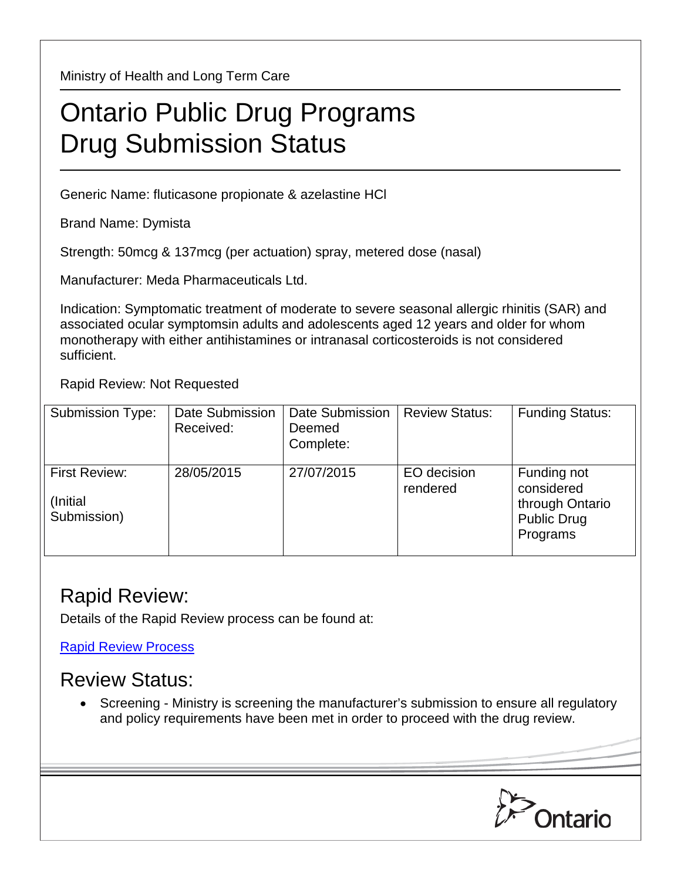Ministry of Health and Long Term Care

# Ontario Public Drug Programs
# Drug Submission Status

Generic Name: fluticasone propionate & azelastine HCl

Brand Name: Dymista

Strength: 50mcg & 137mcg (per actuation) spray, metered dose (nasal)

Manufacturer: Meda Pharmaceuticals Ltd.

Indication: Symptomatic treatment of moderate to severe seasonal allergic rhinitis (SAR) and associated ocular symptomsin adults and adolescents aged 12 years and older for whom monotherapy with either antihistamines or intranasal corticosteroids is not considered sufficient.

Rapid Review: Not Requested

| Submission Type: | Date Submission Received: | Date Submission Deemed Complete: | Review Status: | Funding Status: |
|---|---|---|---|---|
| First Review: (Initial Submission) | 28/05/2015 | 27/07/2015 | EO decision rendered | Funding not considered through Ontario Public Drug Programs |

## Rapid Review:

Details of the Rapid Review process can be found at:

Rapid Review Process

## Review Status:

- Screening - Ministry is screening the manufacturer's submission to ensure all regulatory and policy requirements have been met in order to proceed with the drug review.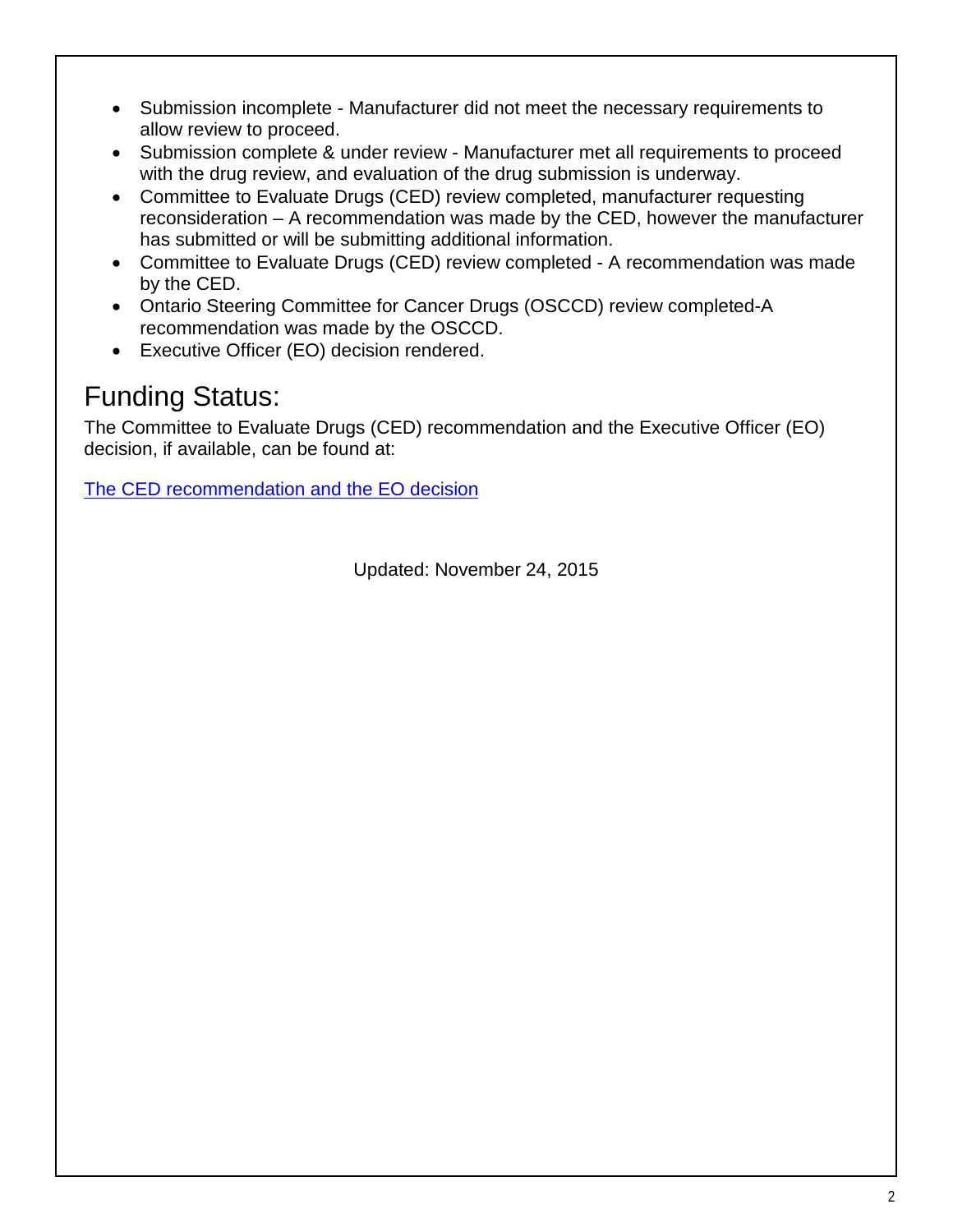- Submission incomplete - Manufacturer did not meet the necessary requirements to allow review to proceed.
- Submission complete & under review - Manufacturer met all requirements to proceed with the drug review, and evaluation of the drug submission is underway.
- Committee to Evaluate Drugs (CED) review completed, manufacturer requesting reconsideration – A recommendation was made by the CED, however the manufacturer has submitted or will be submitting additional information.
- Committee to Evaluate Drugs (CED) review completed - A recommendation was made by the CED.
- Ontario Steering Committee for Cancer Drugs (OSCCD) review completed-A recommendation was made by the OSCCD.
- Executive Officer (EO) decision rendered.

## Funding Status:

The Committee to Evaluate Drugs (CED) recommendation and the Executive Officer (EO) decision, if available, can be found at:

The CED recommendation and the EO decision

Updated: November 24, 2015